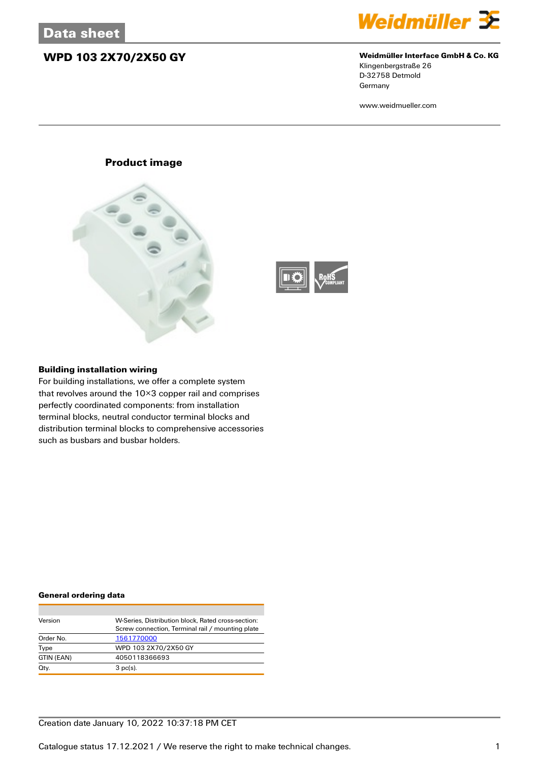Data sheet

# WPD 103 2X70/2X50 GY

**Weidmüller Interface GmbH & Co. KG**
Klingenbergstraße 26
D-32758 Detmold
Germany

www.weidmueller.com

## Product image

### Building installation wiring

For building installations, we offer a complete system that revolves around the 10×3 copper rail and comprises perfectly coordinated components: from installation terminal blocks, neutral conductor terminal blocks and distribution terminal blocks to comprehensive accessories such as busbars and busbar holders.

### General ordering data

| | |
|---|---|
| Version | W-Series, Distribution block, Rated cross-section: Screw connection, Terminal rail / mounting plate |
| Order No. | 1561770000 |
| Type | WPD 103 2X70/2X50 GY |
| GTIN (EAN) | 4050118366693 |
| Qty. | 3 pc(s). |

Creation date January 10, 2022 10:37:18 PM CET

Catalogue status 17.12.2021 / We reserve the right to make technical changes.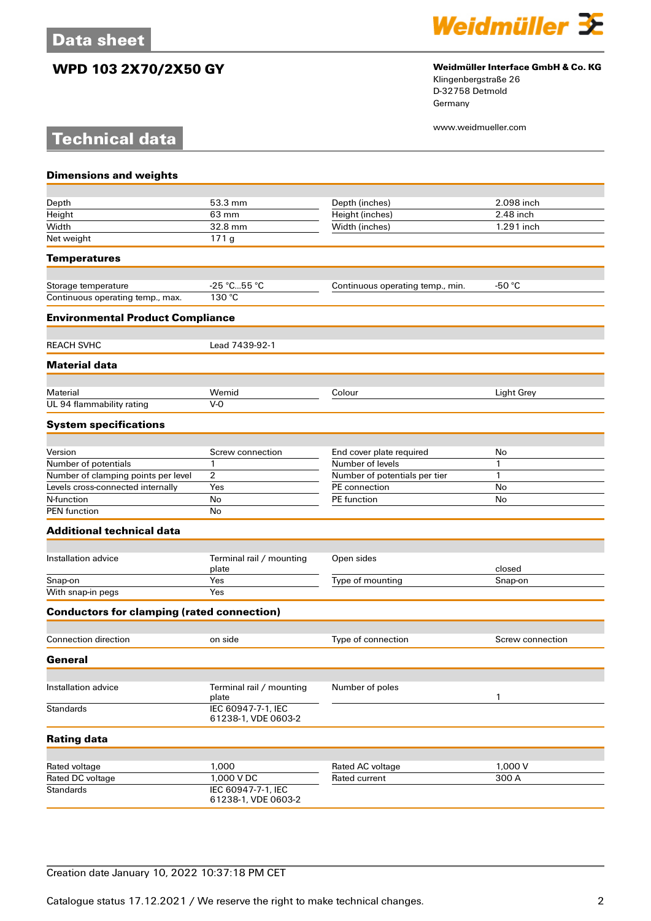# Data sheet

## WPD 103 2X70/2X50 GY

**Weidmüller Interface GmbH & Co. KG**
Klingenbergstraße 26
D-32758 Detmold
Germany

www.weidmueller.com

# Technical data

### Dimensions and weights

| | | | |
|---|---|---|---|
| Depth | 53.3 mm | Depth (inches) | 2.098 inch |
| Height | 63 mm | Height (inches) | 2.48 inch |
| Width | 32.8 mm | Width (inches) | 1.291 inch |
| Net weight | 171 g | | |

### Temperatures

| | | | |
|---|---|---|---|
| Storage temperature | -25 °C...55 °C | Continuous operating temp., min. | -50 °C |
| Continuous operating temp., max. | 130 °C | | |

### Environmental Product Compliance

| | |
|---|---|
| REACH SVHC | Lead 7439-92-1 |

### Material data

| | | | |
|---|---|---|---|
| Material | Wemid | Colour | Light Grey |
| UL 94 flammability rating | V-0 | | |

### System specifications

| | | | |
|---|---|---|---|
| Version | Screw connection | End cover plate required | No |
| Number of potentials | 1 | Number of levels | 1 |
| Number of clamping points per level | 2 | Number of potentials per tier | 1 |
| Levels cross-connected internally | Yes | PE connection | No |
| N-function | No | PE function | No |
| PEN function | No | | |

### Additional technical data

| | | | |
|---|---|---|---|
| Installation advice | Terminal rail / mounting plate | Open sides | closed |
| Snap-on | Yes | Type of mounting | Snap-on |
| With snap-in pegs | Yes | | |

### Conductors for clamping (rated connection)

| | | | |
|---|---|---|---|
| Connection direction | on side | Type of connection | Screw connection |

### General

| | | | |
|---|---|---|---|
| Installation advice | Terminal rail / mounting plate | Number of poles | 1 |
| Standards | IEC 60947-7-1, IEC 61238-1, VDE 0603-2 | | |

### Rating data

| | | | |
|---|---|---|---|
| Rated voltage | 1,000 | Rated AC voltage | 1,000 V |
| Rated DC voltage | 1,000 V DC | Rated current | 300 A |
| Standards | IEC 60947-7-1, IEC 61238-1, VDE 0603-2 | | |

Creation date January 10, 2022 10:37:18 PM CET

Catalogue status 17.12.2021 / We reserve the right to make technical changes.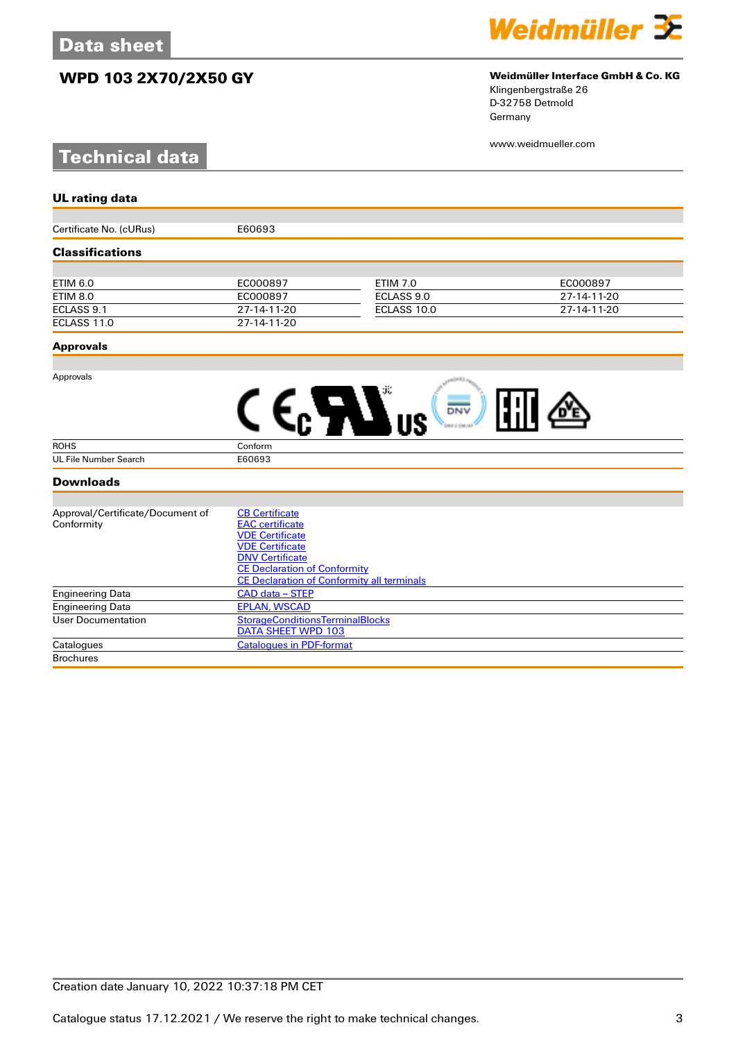# Data sheet

## WPD 103 2X70/2X50 GY

**Weidmüller Interface GmbH & Co. KG**
Klingenbergstraße 26
D-32758 Detmold
Germany

www.weidmueller.com

# Technical data

### UL rating data

| | |
|---|---|
| Certificate No. (cURus) | E60693 |

### Classifications

| | | | |
|---|---|---|---|
| ETIM 6.0 | EC000897 | ETIM 7.0 | EC000897 |
| ETIM 8.0 | EC000897 | ECLASS 9.0 | 27-14-11-20 |
| ECLASS 9.1 | 27-14-11-20 | ECLASS 10.0 | 27-14-11-20 |
| ECLASS 11.0 | 27-14-11-20 | | |

### Approvals

| | |
|---|---|
| Approvals | |
| ROHS | Conform |
| UL File Number Search | E60693 |

### Downloads

| | |
|---|---|
| Approval/Certificate/Document of Conformity | CB Certificate<br>EAC certificate<br>VDE Certificate<br>VDE Certificate<br>DNV Certificate<br>CE Declaration of Conformity<br>CE Declaration of Conformity all terminals |
| Engineering Data | CAD data – STEP |
| Engineering Data | EPLAN, WSCAD |
| User Documentation | StorageConditionsTerminalBlocks<br>DATA SHEET WPD 103 |
| Catalogues | Catalogues in PDF-format |
| Brochures | |

Creation date January 10, 2022 10:37:18 PM CET

Catalogue status 17.12.2021 / We reserve the right to make technical changes.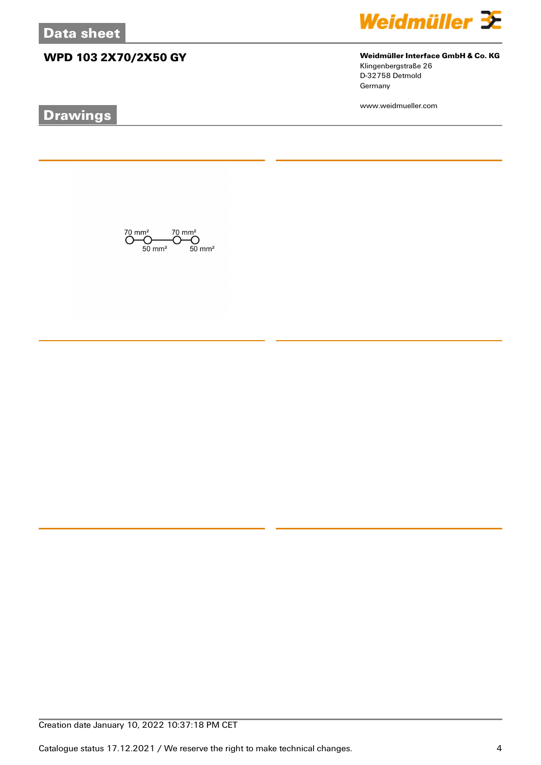# Data sheet

## WPD 103 2X70/2X50 GY

**Weidmüller Interface GmbH & Co. KG**
Klingenbergstraße 26
D-32758 Detmold
Germany

www.weidmueller.com

## Drawings

70 mm² 70 mm²
50 mm² 50 mm²

Creation date January 10, 2022 10:37:18 PM CET

Catalogue status 17.12.2021 / We reserve the right to make technical changes.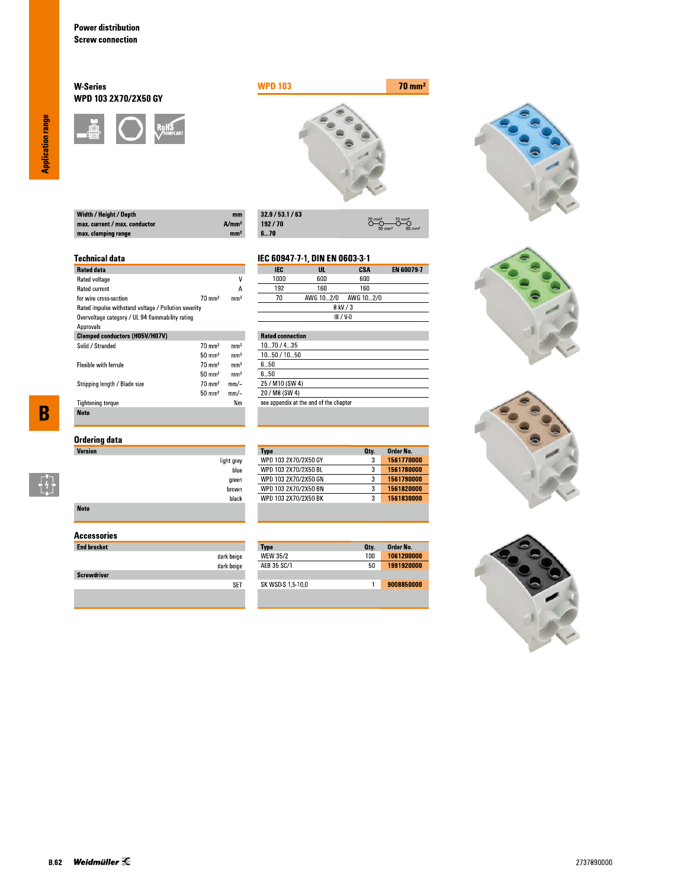# Power distribution
## Screw connection

### W-Series
### WPD 103 2X70/2X50 GY

**WPD 103** — **70 mm²**

| | | |
|---|---|---|
| **Width / Height / Depth** | mm | 32.9 / 53.1 / 63 |
| **max. current / max. conductor** | A/mm² | 192 / 70 |
| **max. clamping range** | mm² | 6...70 |

70 mm² — 70 mm²
50 mm² — 50 mm²

## Technical data

**IEC 60947-7-1, DIN EN 0603-3-1**

| **Rated data** | | | IEC | UL | CSA | EN 60079-7 |
|---|---|---|---|---|---|---|
| Rated voltage | | V | 1000 | 600 | 600 | |
| Rated current | | A | 192 | 160 | 160 | |
| for wire cross-section | 70 mm² | mm² | 70 | AWG 10...2/0 | AWG 10...2/0 | |
| Rated impulse withstand voltage / Pollution severity | | | 8 kV / 3 | | | |
| Overvoltage category / UL 94 flammability rating | | | III / V-0 | | | |
| Approvals | | | | | | |

| **Clamped conductors (H05V/H07V)** | | | **Rated connection** |
|---|---|---|---|
| Solid / Stranded | 70 mm² | mm² | 10...70 / 4...35 |
| | 50 mm² | mm² | 10...50 / 10...50 |
| Flexible with ferrule | 70 mm² | mm² | 6...50 |
| | 50 mm² | mm² | 6...50 |
| Stripping length / Blade size | 70 mm² | mm/– | 25 / M10 (SW 4) |
| | 50 mm² | mm/– | 20 / M8 (SW 4) |
| Tightening torque | | Nm | see appendix at the end of the chapter |
| **Note** | | | |

## Ordering data

| **Version** | Type | Qty. | Order No. |
|---|---|---|---|
| light grey | WPD 103 2X70/2X50 GY | 3 | 1561770000 |
| blue | WPD 103 2X70/2X50 BL | 3 | 1561780000 |
| green | WPD 103 2X70/2X50 GN | 3 | 1561790000 |
| brown | WPD 103 2X70/2X50 BN | 3 | 1561820000 |
| black | WPD 103 2X70/2X50 BK | 3 | 1561830000 |
| **Note** | | | |

## Accessories

| | Type | Qty. | Order No. |
|---|---|---|---|
| **End bracket** | | | |
| dark beige | WEW 35/2 | 100 | 1061200000 |
| dark beige | AEB 35 SC/1 | 50 | 1991920000 |
| **Screwdriver** | | | |
| SET | SK WSD-S 1,5-10,0 | 1 | 9008850000 |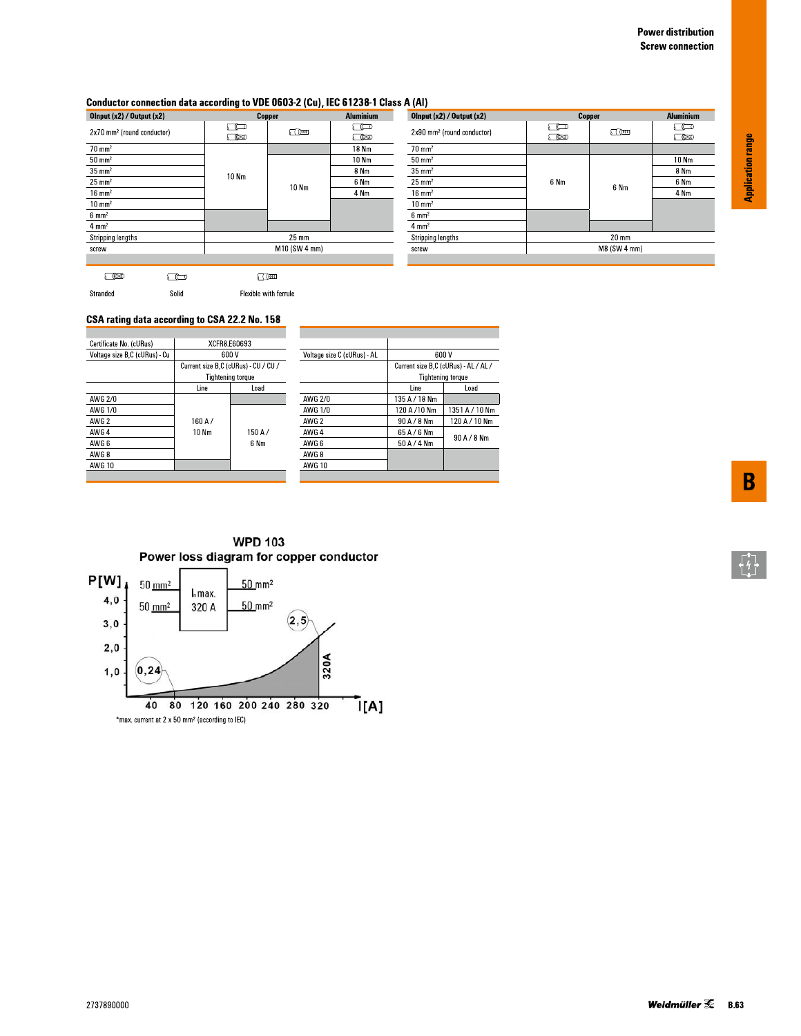## Conductor connection data according to VDE 0603-2 (Cu), IEC 61238-1 Class A (Al)

| OInput (x2) / Output (x2) | Copper | | Aluminium |
|---|---|---|---|
| 2x70 mm² (round conductor) | Solid / Stranded | Flexible with ferrule | Solid / Stranded |
| 70 mm² | 10 Nm | | 18 Nm |
| 50 mm² | 10 Nm | 10 Nm | 10 Nm |
| 35 mm² | 10 Nm | 10 Nm | 8 Nm |
| 25 mm² | 10 Nm | 10 Nm | 6 Nm |
| 16 mm² | 10 Nm | 10 Nm | 4 Nm |
| 10 mm² | 10 Nm | 10 Nm | |
| 6 mm² | | 10 Nm | |
| 4 mm² | | | |
| Stripping lengths | 25 mm | | |
| screw | M10 (SW 4 mm) | | |

| OInput (x2) / Output (x2) | Copper | | Aluminium |
|---|---|---|---|
| 2x90 mm² (round conductor) | Solid / Stranded | Flexible with ferrule | Solid / Stranded |
| 70 mm² | | | |
| 50 mm² | 6 Nm | 6 Nm | 10 Nm |
| 35 mm² | 6 Nm | 6 Nm | 8 Nm |
| 25 mm² | 6 Nm | 6 Nm | 6 Nm |
| 16 mm² | 6 Nm | 6 Nm | 4 Nm |
| 10 mm² | 6 Nm | 6 Nm | |
| 6 mm² | | 6 Nm | |
| 4 mm² | | | |
| Stripping lengths | 20 mm | | |
| screw | M8 (SW 4 mm) | | |

Stranded Solid Flexible with ferrule

## CSA rating data according to CSA 22.2 No. 158

| | | |
|---|---|---|
| Certificate No. (cURus) | XCFR8.E60693 | |
| Voltage size B,C (cURus) - Cu | 600 V | |
| | Current size B,C (cURus) - CU / CU / Tightening torque | |
| | Line | Load |
| AWG 2/0 | 160 A / 10 Nm | |
| AWG 1/0 | 160 A / 10 Nm | 150 A / 6 Nm |
| AWG 2 | 160 A / 10 Nm | 150 A / 6 Nm |
| AWG 4 | 160 A / 10 Nm | 150 A / 6 Nm |
| AWG 6 | 160 A / 10 Nm | 150 A / 6 Nm |
| AWG 8 | 160 A / 10 Nm | 150 A / 6 Nm |
| AWG 10 | | 150 A / 6 Nm |

| | | |
|---|---|---|
| Voltage size C (cURus) - AL | 600 V | |
| | Current size B,C (cURus) - AL / AL / Tightening torque | |
| | Line | Load |
| AWG 2/0 | 135 A / 18 Nm | |
| AWG 1/0 | 120 A /10 Nm | 1351 A / 10 Nm |
| AWG 2 | 90 A / 8 Nm | 120 A / 10 Nm |
| AWG 4 | 65 A / 6 Nm | 90 A / 8 Nm |
| AWG 6 | 50 A / 4 Nm | 90 A / 8 Nm |
| AWG 8 | | |
| AWG 10 | | |

### WPD 103
### Power loss diagram for copper conductor

P[W]

4,0
3,0
2,0
1,0

50 mm²
50 mm²
Ismax. 320 A
50 mm²
50 mm²

0,24
2,5
320A

40 80 120 160 200 240 280 320 I[A]

*max. current at 2 x 50 mm² (according to IEC)

2737890000